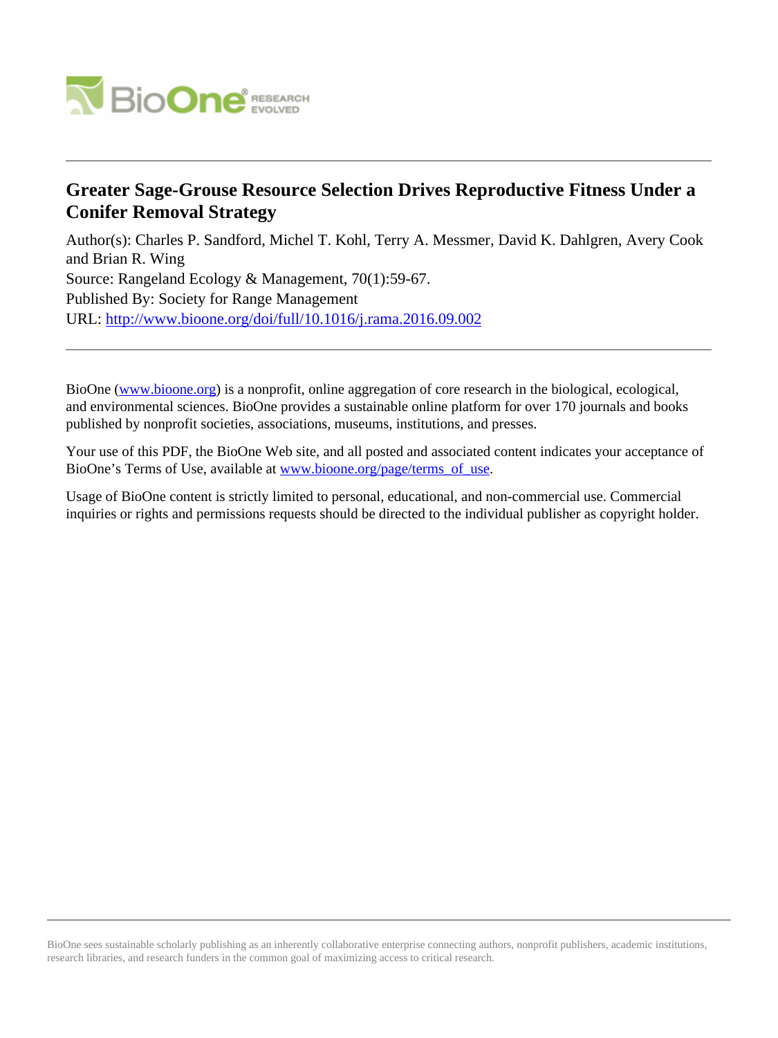# Greater Sage-Grouse Resource Selection Drives Reproductive Fitness Under a Conifer Removal Strategy

Author(s): Charles P. Sandford, Michel T. Kohl, Terry A. Messmer, David K. Dahlgren, Avery Cook and Brian R. Wing

Source: Rangeland Ecology & Management, 70(1):59-67.

Published By: Society for Range Management

URL: http://www.bioone.org/doi/full/10.1016/j.rama.2016.09.002

---

BioOne (www.bioone.org) is a nonprofit, online aggregation of core research in the biological, ecological, and environmental sciences. BioOne provides a sustainable online platform for over 170 journals and books published by nonprofit societies, associations, museums, institutions, and presses.

Your use of this PDF, the BioOne Web site, and all posted and associated content indicates your acceptance of BioOne's Terms of Use, available at www.bioone.org/page/terms_of_use.

Usage of BioOne content is strictly limited to personal, educational, and non-commercial use. Commercial inquiries or rights and permissions requests should be directed to the individual publisher as copyright holder.

---

BioOne sees sustainable scholarly publishing as an inherently collaborative enterprise connecting authors, nonprofit publishers, academic institutions, research libraries, and research funders in the common goal of maximizing access to critical research.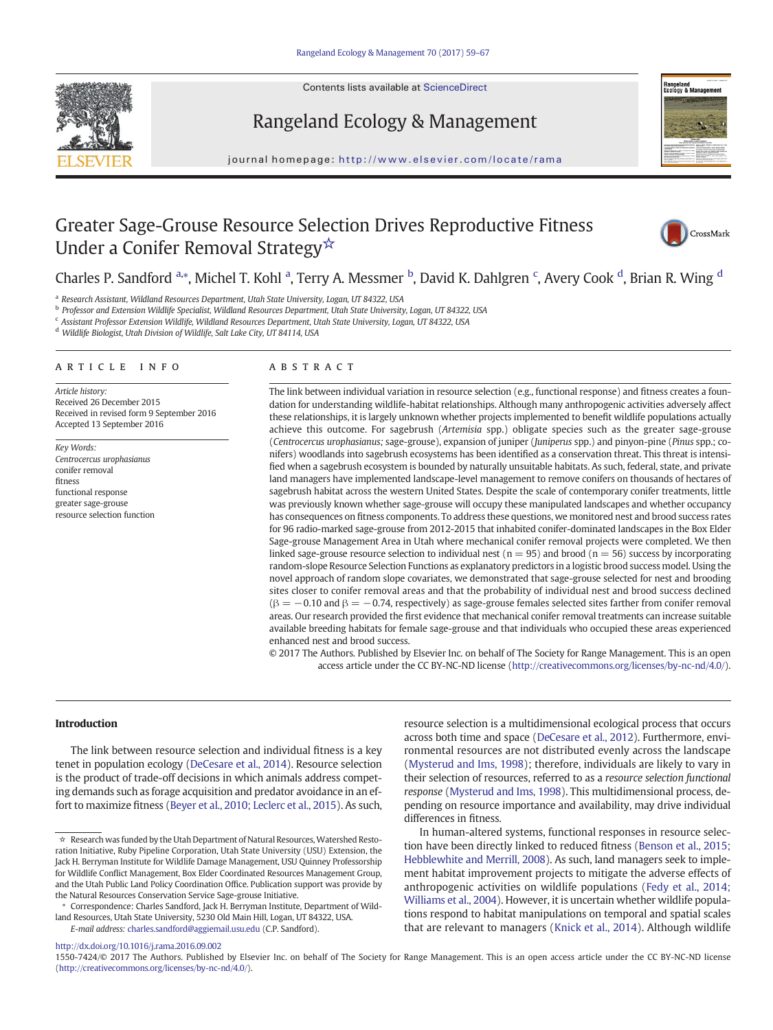# Greater Sage-Grouse Resource Selection Drives Reproductive Fitness Under a Conifer Removal Strategy☆

Charles P. Sandford [a,*], Michel T. Kohl [a], Terry A. Messmer [b], David K. Dahlgren [c], Avery Cook [d], Brian R. Wing [d]

[a] Research Assistant, Wildland Resources Department, Utah State University, Logan, UT 84322, USA
[b] Professor and Extension Wildlife Specialist, Wildland Resources Department, Utah State University, Logan, UT 84322, USA
[c] Assistant Professor Extension Wildlife, Wildland Resources Department, Utah State University, Logan, UT 84322, USA
[d] Wildlife Biologist, Utah Division of Wildlife, Salt Lake City, UT 84114, USA

## ARTICLE INFO

*Article history:*
Received 26 December 2015
Received in revised form 9 September 2016
Accepted 13 September 2016

*Key Words:*
*Centrocercus urophasianus*
conifer removal
fitness
functional response
greater sage-grouse
resource selection function

## ABSTRACT

The link between individual variation in resource selection (e.g., functional response) and fitness creates a foundation for understanding wildlife-habitat relationships. Although many anthropogenic activities adversely affect these relationships, it is largely unknown whether projects implemented to benefit wildlife populations actually achieve this outcome. For sagebrush (*Artemisia* spp.) obligate species such as the greater sage-grouse (*Centrocercus urophasianus*; sage-grouse), expansion of juniper (*Juniperus* spp.) and pinyon-pine (*Pinus* spp.; conifers) woodlands into sagebrush ecosystems has been identified as a conservation threat. This threat is intensified when a sagebrush ecosystem is bounded by naturally unsuitable habitats. As such, federal, state, and private land managers have implemented landscape-level management to remove conifers on thousands of hectares of sagebrush habitat across the western United States. Despite the scale of contemporary conifer treatments, little was previously known whether sage-grouse will occupy these manipulated landscapes and whether occupancy has consequences on fitness components. To address these questions, we monitored nest and brood success rates for 96 radio-marked sage-grouse from 2012-2015 that inhabited conifer-dominated landscapes in the Box Elder Sage-grouse Management Area in Utah where mechanical conifer removal projects were completed. We then linked sage-grouse resource selection to individual nest ($n = 95$) and brood ($n = 56$) success by incorporating random-slope Resource Selection Functions as explanatory predictors in a logistic brood success model. Using the novel approach of random slope covariates, we demonstrated that sage-grouse selected for nest and brooding sites closer to conifer removal areas and that the probability of individual nest and brood success declined ($\beta = -0.10$ and $\beta = -0.74$, respectively) as sage-grouse females selected sites farther from conifer removal areas. Our research provided the first evidence that mechanical conifer removal treatments can increase suitable available breeding habitats for female sage-grouse and that individuals who occupied these areas experienced enhanced nest and brood success.

© 2017 The Authors. Published by Elsevier Inc. on behalf of The Society for Range Management. This is an open access article under the CC BY-NC-ND license (http://creativecommons.org/licenses/by-nc-nd/4.0/).

## Introduction

The link between resource selection and individual fitness is a key tenet in population ecology (DeCesare et al., 2014). Resource selection is the product of trade-off decisions in which animals address competing demands such as forage acquisition and predator avoidance in an effort to maximize fitness (Beyer et al., 2010; Leclerc et al., 2015). As such, resource selection is a multidimensional ecological process that occurs across both time and space (DeCesare et al., 2012). Furthermore, environmental resources are not distributed evenly across the landscape (Mysterud and Ims, 1998); therefore, individuals are likely to vary in their selection of resources, referred to as a *resource selection functional response* (Mysterud and Ims, 1998). This multidimensional process, depending on resource importance and availability, may drive individual differences in fitness.

In human-altered systems, functional responses in resource selection have been directly linked to reduced fitness (Benson et al., 2015; Hebblewhite and Merrill, 2008). As such, land managers seek to implement habitat improvement projects to mitigate the adverse effects of anthropogenic activities on wildlife populations (Fedy et al., 2014; Williams et al., 2004). However, it is uncertain whether wildlife populations respond to habitat manipulations on temporal and spatial scales that are relevant to managers (Knick et al., 2014). Although wildlife

☆ Research was funded by the Utah Department of Natural Resources, Watershed Restoration Initiative, Ruby Pipeline Corporation, Utah State University (USU) Extension, the Jack H. Berryman Institute for Wildlife Damage Management, USU Quinney Professorship for Wildlife Conflict Management, Box Elder Coordinated Resources Management Group, and the Utah Public Land Policy Coordination Office. Publication support was provide by the Natural Resources Conservation Service Sage-grouse Initiative.

\* Correspondence: Charles Sandford, Jack H. Berryman Institute, Department of Wildland Resources, Utah State University, 5230 Old Main Hill, Logan, UT 84322, USA.
E-mail address: charles.sandford@aggiemail.usu.edu (C.P. Sandford).

http://dx.doi.org/10.1016/j.rama.2016.09.002
1550-7424/© 2017 The Authors. Published by Elsevier Inc. on behalf of The Society for Range Management. This is an open access article under the CC BY-NC-ND license (http://creativecommons.org/licenses/by-nc-nd/4.0/).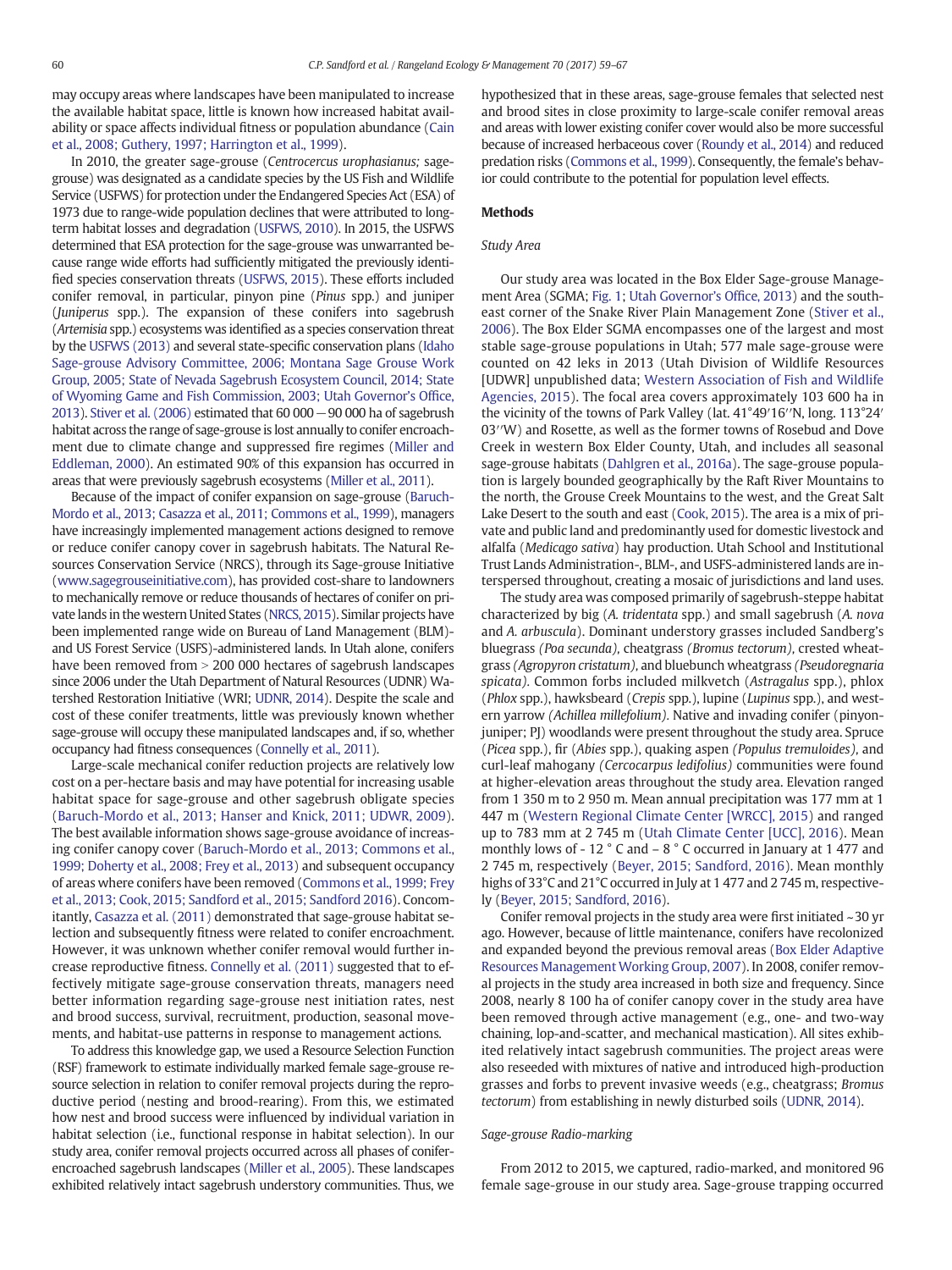may occupy areas where landscapes have been manipulated to increase the available habitat space, little is known how increased habitat availability or space affects individual fitness or population abundance (Cain et al., 2008; Guthery, 1997; Harrington et al., 1999).

In 2010, the greater sage-grouse (*Centrocercus urophasianus;* sage-grouse) was designated as a candidate species by the US Fish and Wildlife Service (USFWS) for protection under the Endangered Species Act (ESA) of 1973 due to range-wide population declines that were attributed to long-term habitat losses and degradation (USFWS, 2010). In 2015, the USFWS determined that ESA protection for the sage-grouse was unwarranted because range wide efforts had sufficiently mitigated the previously identified species conservation threats (USFWS, 2015). These efforts included conifer removal, in particular, pinyon pine (*Pinus* spp.) and juniper (*Juniperus* spp.). The expansion of these conifers into sagebrush (*Artemisia* spp.) ecosystems was identified as a species conservation threat by the USFWS (2013) and several state-specific conservation plans (Idaho Sage-grouse Advisory Committee, 2006; Montana Sage Grouse Work Group, 2005; State of Nevada Sagebrush Ecosystem Council, 2014; State of Wyoming Game and Fish Commission, 2003; Utah Governor's Office, 2013). Stiver et al. (2006) estimated that 60 000 − 90 000 ha of sagebrush habitat across the range of sage-grouse is lost annually to conifer encroachment due to climate change and suppressed fire regimes (Miller and Eddleman, 2000). An estimated 90% of this expansion has occurred in areas that were previously sagebrush ecosystems (Miller et al., 2011).

Because of the impact of conifer expansion on sage-grouse (Baruch-Mordo et al., 2013; Casazza et al., 2011; Commons et al., 1999), managers have increasingly implemented management actions designed to remove or reduce conifer canopy cover in sagebrush habitats. The Natural Resources Conservation Service (NRCS), through its Sage-grouse Initiative (www.sagegrouseinitiative.com), has provided cost-share to landowners to mechanically remove or reduce thousands of hectares of conifer on private lands in the western United States (NRCS, 2015). Similar projects have been implemented range wide on Bureau of Land Management (BLM)- and US Forest Service (USFS)-administered lands. In Utah alone, conifers have been removed from > 200 000 hectares of sagebrush landscapes since 2006 under the Utah Department of Natural Resources (UDNR) Watershed Restoration Initiative (WRI; UDNR, 2014). Despite the scale and cost of these conifer treatments, little was previously known whether sage-grouse will occupy these manipulated landscapes and, if so, whether occupancy had fitness consequences (Connelly et al., 2011).

Large-scale mechanical conifer reduction projects are relatively low cost on a per-hectare basis and may have potential for increasing usable habitat space for sage-grouse and other sagebrush obligate species (Baruch-Mordo et al., 2013; Hanser and Knick, 2011; UDWR, 2009). The best available information shows sage-grouse avoidance of increasing conifer canopy cover (Baruch-Mordo et al., 2013; Commons et al., 1999; Doherty et al., 2008; Frey et al., 2013) and subsequent occupancy of areas where conifers have been removed (Commons et al., 1999; Frey et al., 2013; Cook, 2015; Sandford et al., 2015; Sandford 2016). Concomitantly, Casazza et al. (2011) demonstrated that sage-grouse habitat selection and subsequently fitness were related to conifer encroachment. However, it was unknown whether conifer removal would further increase reproductive fitness. Connelly et al. (2011) suggested that to effectively mitigate sage-grouse conservation threats, managers need better information regarding sage-grouse nest initiation rates, nest and brood success, survival, recruitment, production, seasonal movements, and habitat-use patterns in response to management actions.

To address this knowledge gap, we used a Resource Selection Function (RSF) framework to estimate individually marked female sage-grouse resource selection in relation to conifer removal projects during the reproductive period (nesting and brood-rearing). From this, we estimated how nest and brood success were influenced by individual variation in habitat selection (i.e., functional response in habitat selection). In our study area, conifer removal projects occurred across all phases of conifer-encroached sagebrush landscapes (Miller et al., 2005). These landscapes exhibited relatively intact sagebrush understory communities. Thus, we hypothesized that in these areas, sage-grouse females that selected nest and brood sites in close proximity to large-scale conifer removal areas and areas with lower existing conifer cover would also be more successful because of increased herbaceous cover (Roundy et al., 2014) and reduced predation risks (Commons et al., 1999). Consequently, the female's behavior could contribute to the potential for population level effects.

## Methods

### Study Area

Our study area was located in the Box Elder Sage-grouse Management Area (SGMA; Fig. 1; Utah Governor's Office, 2013) and the southeast corner of the Snake River Plain Management Zone (Stiver et al., 2006). The Box Elder SGMA encompasses one of the largest and most stable sage-grouse populations in Utah; 577 male sage-grouse were counted on 42 leks in 2013 (Utah Division of Wildlife Resources [UDWR] unpublished data; Western Association of Fish and Wildlife Agencies, 2015). The focal area covers approximately 103 600 ha in the vicinity of the towns of Park Valley (lat. 41°49′16′′N, long. 113°24′ 03′′W) and Rosette, as well as the former towns of Rosebud and Dove Creek in western Box Elder County, Utah, and includes all seasonal sage-grouse habitats (Dahlgren et al., 2016a). The sage-grouse population is largely bounded geographically by the Raft River Mountains to the north, the Grouse Creek Mountains to the west, and the Great Salt Lake Desert to the south and east (Cook, 2015). The area is a mix of private and public land and predominantly used for domestic livestock and alfalfa (*Medicago sativa*) hay production. Utah School and Institutional Trust Lands Administration-, BLM-, and USFS-administered lands are interspersed throughout, creating a mosaic of jurisdictions and land uses.

The study area was composed primarily of sagebrush-steppe habitat characterized by big (*A. tridentata* spp.) and small sagebrush (*A. nova* and *A. arbuscula*). Dominant understory grasses included Sandberg's bluegrass *(Poa secunda)*, cheatgrass *(Bromus tectorum)*, crested wheatgrass *(Agropyron cristatum)*, and bluebunch wheatgrass *(Pseudoregnaria spicata)*. Common forbs included milkvetch (*Astragalus* spp.), phlox (*Phlox* spp.), hawksbeard (*Crepis* spp.), lupine (*Lupinus* spp.), and western yarrow *(Achillea millefolium)*. Native and invading conifer (pinyon-juniper; PJ) woodlands were present throughout the study area. Spruce (*Picea* spp.), fir (*Abies* spp.), quaking aspen *(Populus tremuloides)*, and curl-leaf mahogany *(Cercocarpus ledifolius)* communities were found at higher-elevation areas throughout the study area. Elevation ranged from 1 350 m to 2 950 m. Mean annual precipitation was 177 mm at 1 447 m (Western Regional Climate Center [WRCC], 2015) and ranged up to 783 mm at 2 745 m (Utah Climate Center [UCC], 2016). Mean monthly lows of - 12 ° C and – 8 ° C occurred in January at 1 477 and 2 745 m, respectively (Beyer, 2015; Sandford, 2016). Mean monthly highs of 33°C and 21°C occurred in July at 1 477 and 2 745 m, respectively (Beyer, 2015; Sandford, 2016).

Conifer removal projects in the study area were first initiated ~30 yr ago. However, because of little maintenance, conifers have recolonized and expanded beyond the previous removal areas (Box Elder Adaptive Resources Management Working Group, 2007). In 2008, conifer removal projects in the study area increased in both size and frequency. Since 2008, nearly 8 100 ha of conifer canopy cover in the study area have been removed through active management (e.g., one- and two-way chaining, lop-and-scatter, and mechanical mastication). All sites exhibited relatively intact sagebrush communities. The project areas were also reseeded with mixtures of native and introduced high-production grasses and forbs to prevent invasive weeds (e.g., cheatgrass; *Bromus tectorum*) from establishing in newly disturbed soils (UDNR, 2014).

### Sage-grouse Radio-marking

From 2012 to 2015, we captured, radio-marked, and monitored 96 female sage-grouse in our study area. Sage-grouse trapping occurred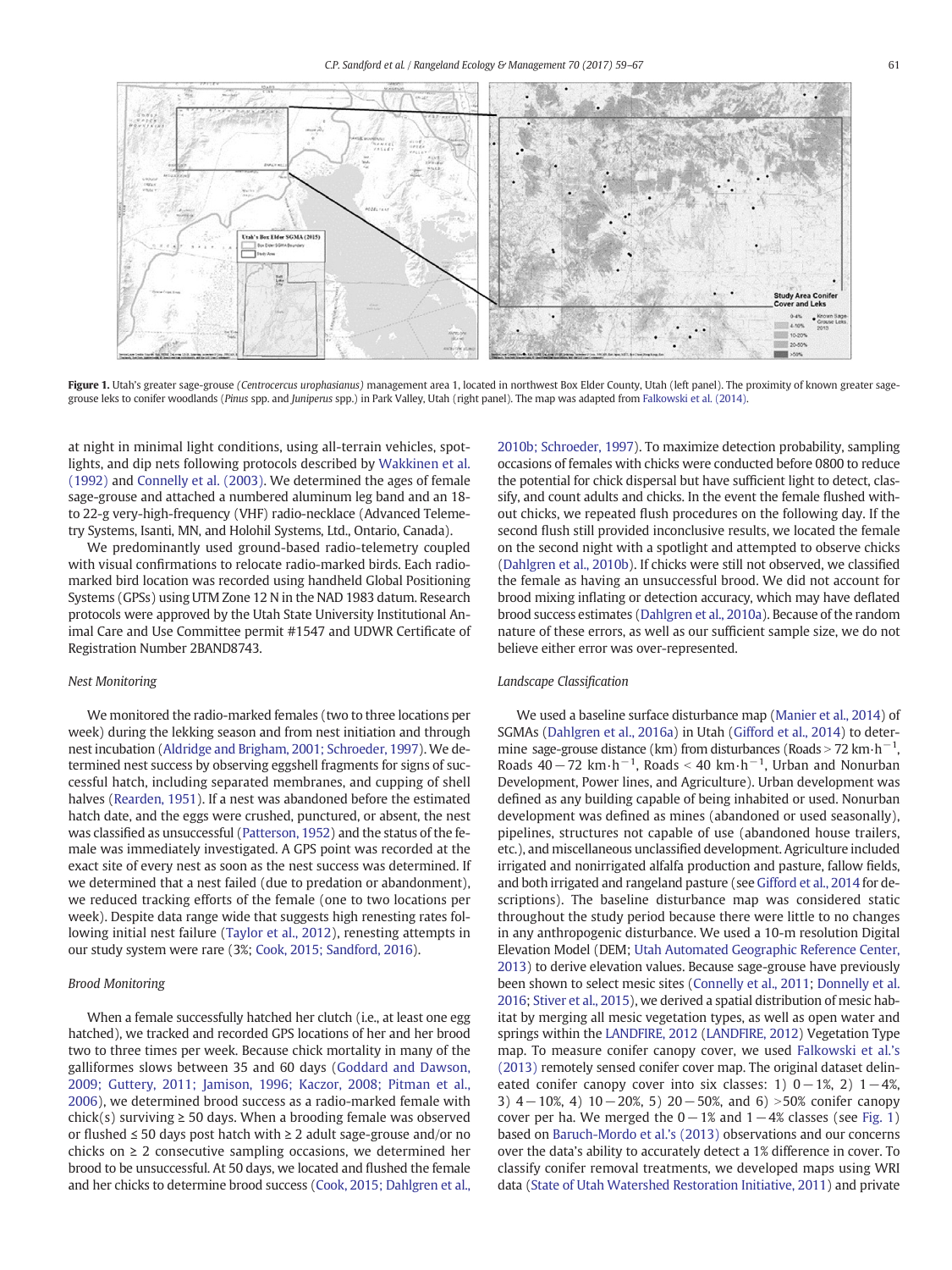**Figure 1.** Utah's greater sage-grouse *(Centrocercus urophasianus)* management area 1, located in northwest Box Elder County, Utah (left panel). The proximity of known greater sage-grouse leks to conifer woodlands (*Pinus* spp. and *Juniperus* spp.) in Park Valley, Utah (right panel). The map was adapted from Falkowski et al. (2014).

at night in minimal light conditions, using all-terrain vehicles, spotlights, and dip nets following protocols described by Wakkinen et al. (1992) and Connelly et al. (2003). We determined the ages of female sage-grouse and attached a numbered aluminum leg band and an 18- to 22-g very-high-frequency (VHF) radio-necklace (Advanced Telemetry Systems, Isanti, MN, and Holohil Systems, Ltd., Ontario, Canada).

We predominantly used ground-based radio-telemetry coupled with visual confirmations to relocate radio-marked birds. Each radio-marked bird location was recorded using handheld Global Positioning Systems (GPSs) using UTM Zone 12 N in the NAD 1983 datum. Research protocols were approved by the Utah State University Institutional Animal Care and Use Committee permit #1547 and UDWR Certificate of Registration Number 2BAND8743.

### Nest Monitoring

We monitored the radio-marked females (two to three locations per week) during the lekking season and from nest initiation and through nest incubation (Aldridge and Brigham, 2001; Schroeder, 1997). We determined nest success by observing eggshell fragments for signs of successful hatch, including separated membranes, and cupping of shell halves (Rearden, 1951). If a nest was abandoned before the estimated hatch date, and the eggs were crushed, punctured, or absent, the nest was classified as unsuccessful (Patterson, 1952) and the status of the female was immediately investigated. A GPS point was recorded at the exact site of every nest as soon as the nest success was determined. If we determined that a nest failed (due to predation or abandonment), we reduced tracking efforts of the female (one to two locations per week). Despite data range wide that suggests high renesting rates following initial nest failure (Taylor et al., 2012), renesting attempts in our study system were rare (3%; Cook, 2015; Sandford, 2016).

### Brood Monitoring

When a female successfully hatched her clutch (i.e., at least one egg hatched), we tracked and recorded GPS locations of her and her brood two to three times per week. Because chick mortality in many of the galliformes slows between 35 and 60 days (Goddard and Dawson, 2009; Guttery, 2011; Jamison, 1996; Kaczor, 2008; Pitman et al., 2006), we determined brood success as a radio-marked female with chick(s) surviving ≥ 50 days. When a brooding female was observed or flushed ≤ 50 days post hatch with ≥ 2 adult sage-grouse and/or no chicks on ≥ 2 consecutive sampling occasions, we determined her brood to be unsuccessful. At 50 days, we located and flushed the female and her chicks to determine brood success (Cook, 2015; Dahlgren et al., 2010b; Schroeder, 1997). To maximize detection probability, sampling occasions of females with chicks were conducted before 0800 to reduce the potential for chick dispersal but have sufficient light to detect, classify, and count adults and chicks. In the event the female flushed without chicks, we repeated flush procedures on the following day. If the second flush still provided inconclusive results, we located the female on the second night with a spotlight and attempted to observe chicks (Dahlgren et al., 2010b). If chicks were still not observed, we classified the female as having an unsuccessful brood. We did not account for brood mixing inflating or detection accuracy, which may have deflated brood success estimates (Dahlgren et al., 2010a). Because of the random nature of these errors, as well as our sufficient sample size, we do not believe either error was over-represented.

### Landscape Classification

We used a baseline surface disturbance map (Manier et al., 2014) of SGMAs (Dahlgren et al., 2016a) in Utah (Gifford et al., 2014) to determine sage-grouse distance (km) from disturbances (Roads > 72 $km \cdot h^{-1}$, Roads $40-72$ $km \cdot h^{-1}$, Roads < 40 $km \cdot h^{-1}$, Urban and Nonurban Development, Power lines, and Agriculture). Urban development was defined as any building capable of being inhabited or used. Nonurban development was defined as mines (abandoned or used seasonally), pipelines, structures not capable of use (abandoned house trailers, etc.), and miscellaneous unclassified development. Agriculture included irrigated and nonirrigated alfalfa production and pasture, fallow fields, and both irrigated and rangeland pasture (see Gifford et al., 2014 for descriptions). The baseline disturbance map was considered static throughout the study period because there were little to no changes in any anthropogenic disturbance. We used a 10-m resolution Digital Elevation Model (DEM; Utah Automated Geographic Reference Center, 2013) to derive elevation values. Because sage-grouse have previously been shown to select mesic sites (Connelly et al., 2011; Donnelly et al. 2016; Stiver et al., 2015), we derived a spatial distribution of mesic habitat by merging all mesic vegetation types, as well as open water and springs within the LANDFIRE, 2012 (LANDFIRE, 2012) Vegetation Type map. To measure conifer canopy cover, we used Falkowski et al.'s (2013) remotely sensed conifer cover map. The original dataset delineated conifer canopy cover into six classes: 1) $0-1\%$, 2) $1-4\%$, 3) $4-10\%$, 4) $10-20\%$, 5) $20-50\%$, and 6) >50% conifer canopy cover per ha. We merged the $0-1\%$ and $1-4\%$ classes (see Fig. 1) based on Baruch-Mordo et al.'s (2013) observations and our concerns over the data's ability to accurately detect a 1% difference in cover. To classify conifer removal treatments, we developed maps using WRI data (State of Utah Watershed Restoration Initiative, 2011) and private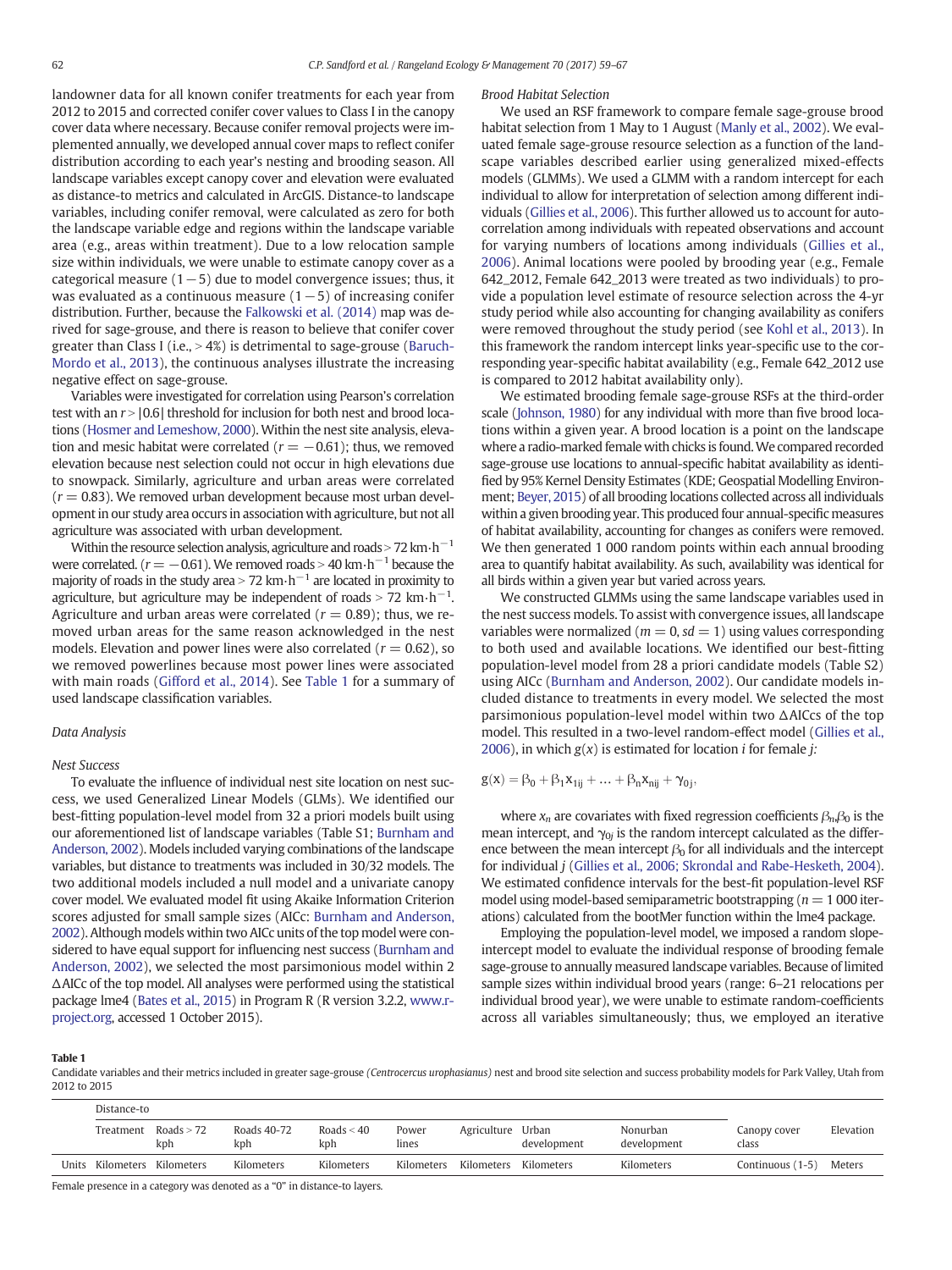landowner data for all known conifer treatments for each year from 2012 to 2015 and corrected conifer cover values to Class I in the canopy cover data where necessary. Because conifer removal projects were implemented annually, we developed annual cover maps to reflect conifer distribution according to each year's nesting and brooding season. All landscape variables except canopy cover and elevation were evaluated as distance-to metrics and calculated in ArcGIS. Distance-to landscape variables, including conifer removal, were calculated as zero for both the landscape variable edge and regions within the landscape variable area (e.g., areas within treatment). Due to a low relocation sample size within individuals, we were unable to estimate canopy cover as a categorical measure (1 − 5) due to model convergence issues; thus, it was evaluated as a continuous measure (1 − 5) of increasing conifer distribution. Further, because the Falkowski et al. (2014) map was derived for sage-grouse, and there is reason to believe that conifer cover greater than Class I (i.e., > 4%) is detrimental to sage-grouse (Baruch-Mordo et al., 2013), the continuous analyses illustrate the increasing negative effect on sage-grouse.

Variables were investigated for correlation using Pearson's correlation test with an $r > |0.6|$ threshold for inclusion for both nest and brood locations (Hosmer and Lemeshow, 2000). Within the nest site analysis, elevation and mesic habitat were correlated ($r = -0.61$); thus, we removed elevation because nest selection could not occur in high elevations due to snowpack. Similarly, agriculture and urban areas were correlated ($r = 0.83$). We removed urban development because most urban development in our study area occurs in association with agriculture, but not all agriculture was associated with urban development.

Within the resource selection analysis, agriculture and roads > 72 km·h$^{-1}$ were correlated. ($r = -0.61$). We removed roads > 40 km·h$^{-1}$ because the majority of roads in the study area > 72 km·h$^{-1}$ are located in proximity to agriculture, but agriculture may be independent of roads > 72 km·h$^{-1}$. Agriculture and urban areas were correlated ($r = 0.89$); thus, we removed urban areas for the same reason acknowledged in the nest models. Elevation and power lines were also correlated ($r = 0.62$), so we removed powerlines because most power lines were associated with main roads (Gifford et al., 2014). See Table 1 for a summary of used landscape classification variables.

### Data Analysis

#### Nest Success

To evaluate the influence of individual nest site location on nest success, we used Generalized Linear Models (GLMs). We identified our best-fitting population-level model from 32 a priori models built using our aforementioned list of landscape variables (Table S1; Burnham and Anderson, 2002). Models included varying combinations of the landscape variables, but distance to treatments was included in 30/32 models. The two additional models included a null model and a univariate canopy cover model. We evaluated model fit using Akaike Information Criterion scores adjusted for small sample sizes (AICc: Burnham and Anderson, 2002). Although models within two AICc units of the top model were considered to have equal support for influencing nest success (Burnham and Anderson, 2002), we selected the most parsimonious model within 2 ΔAICc of the top model. All analyses were performed using the statistical package lme4 (Bates et al., 2015) in Program R (R version 3.2.2, www.r-project.org, accessed 1 October 2015).

#### Brood Habitat Selection

We used an RSF framework to compare female sage-grouse brood habitat selection from 1 May to 1 August (Manly et al., 2002). We evaluated female sage-grouse resource selection as a function of the landscape variables described earlier using generalized mixed-effects models (GLMMs). We used a GLMM with a random intercept for each individual to allow for interpretation of selection among different individuals (Gillies et al., 2006). This further allowed us to account for autocorrelation among individuals with repeated observations and account for varying numbers of locations among individuals (Gillies et al., 2006). Animal locations were pooled by brooding year (e.g., Female 642_2012, Female 642_2013 were treated as two individuals) to provide a population level estimate of resource selection across the 4-yr study period while also accounting for changing availability as conifers were removed throughout the study period (see Kohl et al., 2013). In this framework the random intercept links year-specific use to the corresponding year-specific habitat availability (e.g., Female 642_2012 use is compared to 2012 habitat availability only).

We estimated brooding female sage-grouse RSFs at the third-order scale (Johnson, 1980) for any individual with more than five brood locations within a given year. A brood location is a point on the landscape where a radio-marked female with chicks is found. We compared recorded sage-grouse use locations to annual-specific habitat availability as identified by 95% Kernel Density Estimates (KDE; Geospatial Modelling Environment; Beyer, 2015) of all brooding locations collected across all individuals within a given brooding year. This produced four annual-specific measures of habitat availability, accounting for changes as conifers were removed. We then generated 1 000 random points within each annual brooding area to quantify habitat availability. As such, availability was identical for all birds within a given year but varied across years.

We constructed GLMMs using the same landscape variables used in the nest success models. To assist with convergence issues, all landscape variables were normalized ($m = 0, sd = 1$) using values corresponding to both used and available locations. We identified our best-fitting population-level model from 28 a priori candidate models (Table S2) using AICc (Burnham and Anderson, 2002). Our candidate models included distance to treatments in every model. We selected the most parsimonious population-level model within two ΔAICcs of the top model. This resulted in a two-level random-effect model (Gillies et al., 2006), in which $g(x)$ is estimated for location $i$ for female $j$:

$$g(x) = \beta_0 + \beta_1 x_{1ij} + \ldots + \beta_n x_{nij} + \gamma_{0j},$$

where $x_n$ are covariates with fixed regression coefficients $\beta_n$,$\beta_0$ is the mean intercept, and $\gamma_{0j}$ is the random intercept calculated as the difference between the mean intercept $\beta_0$ for all individuals and the intercept for individual $j$ (Gillies et al., 2006; Skrondal and Rabe-Hesketh, 2004). We estimated confidence intervals for the best-fit population-level RSF model using model-based semiparametric bootstrapping ($n = 1\,000$ iterations) calculated from the bootMer function within the lme4 package.

Employing the population-level model, we imposed a random slope-intercept model to evaluate the individual response of brooding female sage-grouse to annually measured landscape variables. Because of limited sample sizes within individual brood years (range: 6–21 relocations per individual brood year), we were unable to estimate random-coefficients across all variables simultaneously; thus, we employed an iterative

**Table 1**
Candidate variables and their metrics included in greater sage-grouse *(Centrocercus urophasianus)* nest and brood site selection and success probability models for Park Valley, Utah from 2012 to 2015

| | Distance-to | | | | | | | | | |
|---|---|---|---|---|---|---|---|---|---|---|
| | Treatment | Roads > 72 kph | Roads 40-72 kph | Roads < 40 kph | Power lines | Agriculture | Urban development | Nonurban development | Canopy cover class | Elevation |
| Units | Kilometers | Kilometers | Kilometers | Kilometers | Kilometers | Kilometers | Kilometers | Kilometers | Continuous (1-5) | Meters |

Female presence in a category was denoted as a "0" in distance-to layers.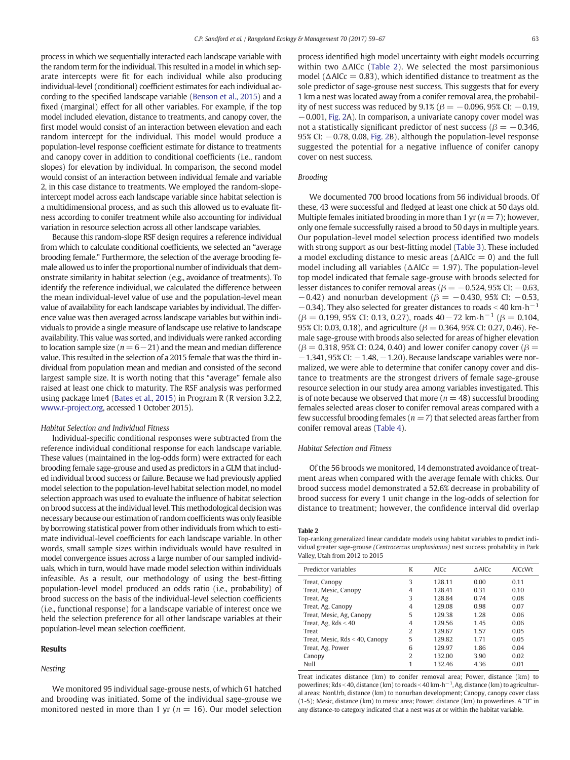process in which we sequentially interacted each landscape variable with the random term for the individual. This resulted in a model in which separate intercepts were fit for each individual while also producing individual-level (conditional) coefficient estimates for each individual according to the specified landscape variable (Benson et al., 2015) and a fixed (marginal) effect for all other variables. For example, if the top model included elevation, distance to treatments, and canopy cover, the first model would consist of an interaction between elevation and each random intercept for the individual. This model would produce a population-level response coefficient estimate for distance to treatments and canopy cover in addition to conditional coefficients (i.e., random slopes) for elevation by individual. In comparison, the second model would consist of an interaction between individual female and variable 2, in this case distance to treatments. We employed the random-slope-intercept model across each landscape variable since habitat selection is a multidimensional process, and as such this allowed us to evaluate fitness according to conifer treatment while also accounting for individual variation in resource selection across all other landscape variables.

Because this random-slope RSF design requires a reference individual from which to calculate conditional coefficients, we selected an "average brooding female." Furthermore, the selection of the average brooding female allowed us to infer the proportional number of individuals that demonstrate similarity in habitat selection (e.g., avoidance of treatments). To identify the reference individual, we calculated the difference between the mean individual-level value of use and the population-level mean value of availability for each landscape variables by individual. The difference value was then averaged across landscape variables but within individuals to provide a single measure of landscape use relative to landscape availability. This value was sorted, and individuals were ranked according to location sample size ($n = 6 - 21$) and the mean and median difference value. This resulted in the selection of a 2015 female that was the third individual from population mean and median and consisted of the second largest sample size. It is worth noting that this "average" female also raised at least one chick to maturity. The RSF analysis was performed using package lme4 (Bates et al., 2015) in Program R (R version 3.2.2, www.r-project.org, accessed 1 October 2015).

### Habitat Selection and Individual Fitness

Individual-specific conditional responses were subtracted from the reference individual conditional response for each landscape variable. These values (maintained in the log-odds form) were extracted for each brooding female sage-grouse and used as predictors in a GLM that included individual brood success or failure. Because we had previously applied model selection to the population-level habitat selection model, no model selection approach was used to evaluate the influence of habitat selection on brood success at the individual level. This methodological decision was necessary because our estimation of random coefficients was only feasible by borrowing statistical power from other individuals from which to estimate individual-level coefficients for each landscape variable. In other words, small sample sizes within individuals would have resulted in model convergence issues across a large number of our sampled individuals, which in turn, would have made model selection within individuals infeasible. As a result, our methodology of using the best-fitting population-level model produced an odds ratio (i.e., probability) of brood success on the basis of the individual-level selection coefficients (i.e., functional response) for a landscape variable of interest once we held the selection preference for all other landscape variables at their population-level mean selection coefficient.

## Results

### Nesting

We monitored 95 individual sage-grouse nests, of which 61 hatched and brooding was initiated. Some of the individual sage-grouse we monitored nested in more than 1 yr ($n = 16$). Our model selection process identified high model uncertainty with eight models occurring within two ΔAICc (Table 2). We selected the most parsimonious model (ΔAICc = 0.83), which identified distance to treatment as the sole predictor of sage-grouse nest success. This suggests that for every 1 km a nest was located away from a conifer removal area, the probability of nest success was reduced by 9.1% ($\beta = -0.096$, 95% CI: $-0.19$, $-0.001$, Fig. 2A). In comparison, a univariate canopy cover model was not a statistically significant predictor of nest success ($\beta = -0.346$, 95% CI: $-0.78$, 0.08, Fig. 2B), although the population-level response suggested the potential for a negative influence of conifer canopy cover on nest success.

### Brooding

We documented 700 brood locations from 56 individual broods. Of these, 43 were successful and fledged at least one chick at 50 days old. Multiple females initiated brooding in more than 1 yr ($n = 7$); however, only one female successfully raised a brood to 50 days in multiple years. Our population-level model selection process identified two models with strong support as our best-fitting model (Table 3). These included a model excluding distance to mesic areas (ΔAICc = 0) and the full model including all variables (ΔAICc = 1.97). The population-level top model indicated that female sage-grouse with broods selected for lesser distances to conifer removal areas ($\beta = -0.524$, 95% CI: $-0.63$, $-0.42$) and nonurban development ($\beta = -0.430$, 95% CI: $-0.53$, $-0.34$). They also selected for greater distances to roads < 40 km·h$^{-1}$ ($\beta = 0.199$, 95% CI: 0.13, 0.27), roads 40 − 72 km·h$^{-1}$ ($\beta = 0.104$, 95% CI: 0.03, 0.18), and agriculture ($\beta = 0.364$, 95% CI: 0.27, 0.46). Female sage-grouse with broods also selected for areas of higher elevation ($\beta = 0.318$, 95% CI: 0.24, 0.40) and lower conifer canopy cover ($\beta = -1.341$, 95% CI: $-1.48$, $-1.20$). Because landscape variables were normalized, we were able to determine that conifer canopy cover and distance to treatments are the strongest drivers of female sage-grouse resource selection in our study area among variables investigated. This is of note because we observed that more ($n = 48$) successful brooding females selected areas closer to conifer removal areas compared with a few successful brooding females ($n = 7$) that selected areas farther from conifer removal areas (Table 4).

### Habitat Selection and Fitness

Of the 56 broods we monitored, 14 demonstrated avoidance of treatment areas when compared with the average female with chicks. Our brood success model demonstrated a 52.6% decrease in probability of brood success for every 1 unit change in the log-odds of selection for distance to treatment; however, the confidence interval did overlap

**Table 2**
Top-ranking generalized linear candidate models using habitat variables to predict individual greater sage-grouse *(Centrocercus urophasianus)* nest success probability in Park Valley, Utah from 2012 to 2015

| Predictor variables | K | AICc | ΔAICc | AICcWt |
|---|---|---|---|---|
| Treat, Canopy | 3 | 128.11 | 0.00 | 0.11 |
| Treat, Mesic, Canopy | 4 | 128.41 | 0.31 | 0.10 |
| Treat, Ag | 3 | 128.84 | 0.74 | 0.08 |
| Treat, Ag, Canopy | 4 | 129.08 | 0.98 | 0.07 |
| Treat, Mesic, Ag, Canopy | 5 | 129.38 | 1.28 | 0.06 |
| Treat, Ag, Rds < 40 | 4 | 129.56 | 1.45 | 0.06 |
| Treat | 2 | 129.67 | 1.57 | 0.05 |
| Treat, Mesic, Rds < 40, Canopy | 5 | 129.82 | 1.71 | 0.05 |
| Treat, Ag, Power | 6 | 129.97 | 1.86 | 0.04 |
| Canopy | 2 | 132.00 | 3.90 | 0.02 |
| Null | 1 | 132.46 | 4.36 | 0.01 |

Treat indicates distance (km) to conifer removal area; Power, distance (km) to powerlines; Rds < 40, distance (km) to roads < 40 km·h$^{-1}$, Ag, distance (km) to agricultural areas; NonUrb, distance (km) to nonurban development; Canopy, canopy cover class (1-5); Mesic, distance (km) to mesic area; Power, distance (km) to powerlines. A "0" in any distance-to category indicated that a nest was at or within the habitat variable.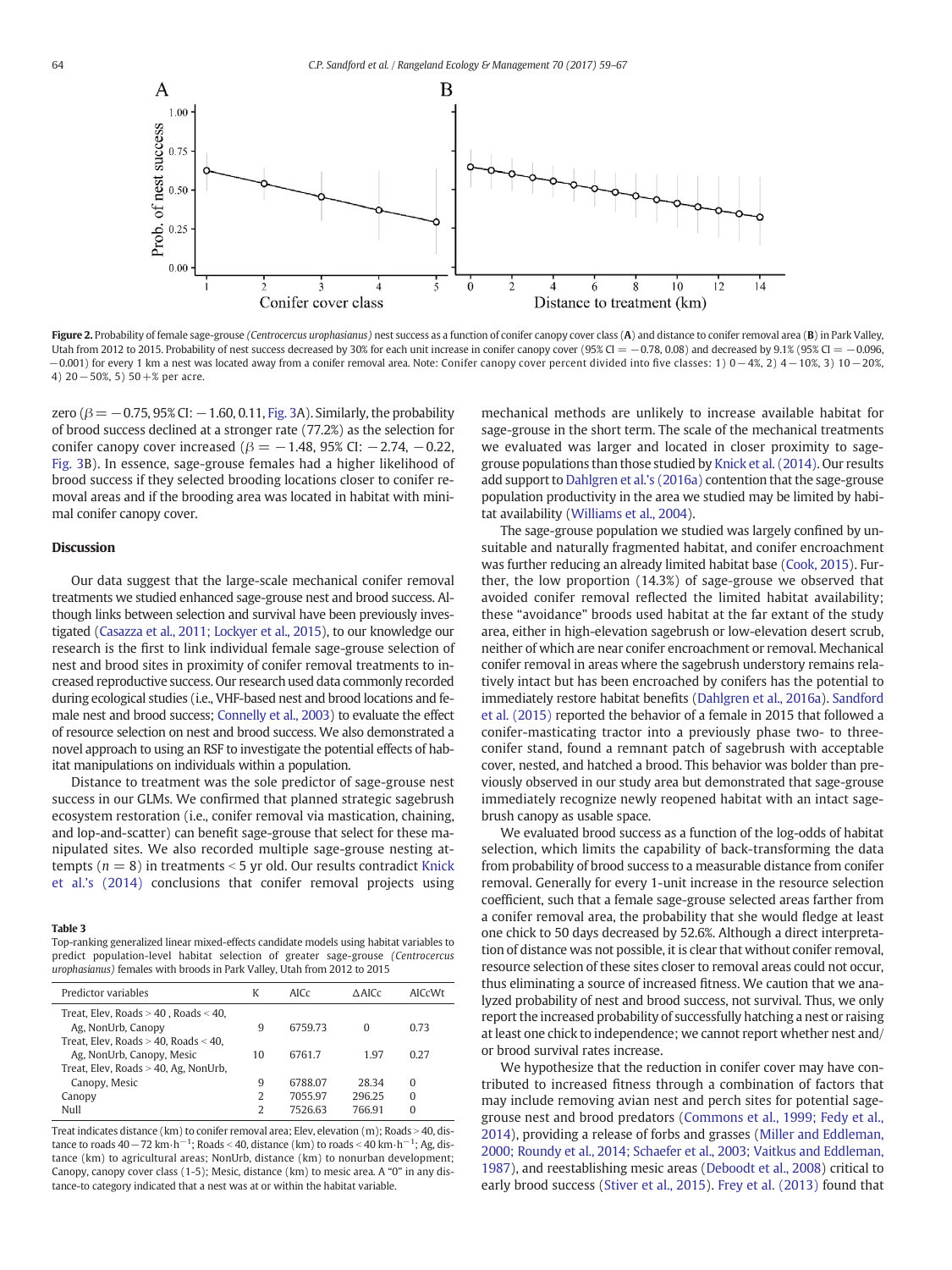A

B

1.00

0.75

0.50

0.25

0.00

Prob. of nest success

1 2 3 4 5

Conifer cover class

0 2 4 6 8 10 12 14

Distance to treatment (km)

**Figure 2.** Probability of female sage-grouse *(Centrocercus urophasianus)* nest success as a function of conifer canopy cover class (**A**) and distance to conifer removal area (**B**) in Park Valley, Utah from 2012 to 2015. Probability of nest success decreased by 30% for each unit increase in conifer canopy cover (95% CI = −0.78, 0.08) and decreased by 9.1% (95% CI = −0.096, −0.001) for every 1 km a nest was located away from a conifer removal area. Note: Conifer canopy cover percent divided into five classes: 1) 0−4%, 2) 4−10%, 3) 10−20%, 4) 20−50%, 5) 50+% per acre.

zero ($\beta = -0.75$, 95% CI: −1.60, 0.11, Fig. 3A). Similarly, the probability of brood success declined at a stronger rate (77.2%) as the selection for conifer canopy cover increased ($\beta = -1.48$, 95% CI: −2.74, −0.22, Fig. 3B). In essence, sage-grouse females had a higher likelihood of brood success if they selected brooding locations closer to conifer removal areas and if the brooding area was located in habitat with minimal conifer canopy cover.

## Discussion

Our data suggest that the large-scale mechanical conifer removal treatments we studied enhanced sage-grouse nest and brood success. Although links between selection and survival have been previously investigated (Casazza et al., 2011; Lockyer et al., 2015), to our knowledge our research is the first to link individual female sage-grouse selection of nest and brood sites in proximity of conifer removal treatments to increased reproductive success. Our research used data commonly recorded during ecological studies (i.e., VHF-based nest and brood locations and female nest and brood success; Connelly et al., 2003) to evaluate the effect of resource selection on nest and brood success. We also demonstrated a novel approach to using an RSF to investigate the potential effects of habitat manipulations on individuals within a population.

Distance to treatment was the sole predictor of sage-grouse nest success in our GLMs. We confirmed that planned strategic sagebrush ecosystem restoration (i.e., conifer removal via mastication, chaining, and lop-and-scatter) can benefit sage-grouse that select for these manipulated sites. We also recorded multiple sage-grouse nesting attempts ($n = 8$) in treatments < 5 yr old. Our results contradict Knick et al.'s (2014) conclusions that conifer removal projects using mechanical methods are unlikely to increase available habitat for sage-grouse in the short term. The scale of the mechanical treatments we evaluated was larger and located in closer proximity to sage-grouse populations than those studied by Knick et al. (2014). Our results add support to Dahlgren et al.'s (2016a) contention that the sage-grouse population productivity in the area we studied may be limited by habitat availability (Williams et al., 2004).

The sage-grouse population we studied was largely confined by unsuitable and naturally fragmented habitat, and conifer encroachment was further reducing an already limited habitat base (Cook, 2015). Further, the low proportion (14.3%) of sage-grouse we observed that avoided conifer removal reflected the limited habitat availability; these "avoidance" broods used habitat at the far extant of the study area, either in high-elevation sagebrush or low-elevation desert scrub, neither of which are near conifer encroachment or removal. Mechanical conifer removal in areas where the sagebrush understory remains relatively intact but has been encroached by conifers has the potential to immediately restore habitat benefits (Dahlgren et al., 2016a). Sandford et al. (2015) reported the behavior of a female in 2015 that followed a conifer-masticating tractor into a previously phase two- to three-conifer stand, found a remnant patch of sagebrush with acceptable cover, nested, and hatched a brood. This behavior was bolder than previously observed in our study area but demonstrated that sage-grouse immediately recognize newly reopened habitat with an intact sagebrush canopy as usable space.

We evaluated brood success as a function of the log-odds of habitat selection, which limits the capability of back-transforming the data from probability of brood success to a measurable distance from conifer removal. Generally for every 1-unit increase in the resource selection coefficient, such that a female sage-grouse selected areas farther from a conifer removal area, the probability that she would fledge at least one chick to 50 days decreased by 52.6%. Although a direct interpretation of distance was not possible, it is clear that without conifer removal, resource selection of these sites closer to removal areas could not occur, thus eliminating a source of increased fitness. We caution that we analyzed probability of nest and brood success, not survival. Thus, we only report the increased probability of successfully hatching a nest or raising at least one chick to independence; we cannot report whether nest and/or brood survival rates increase.

We hypothesize that the reduction in conifer cover may have contributed to increased fitness through a combination of factors that may include removing avian nest and perch sites for potential sage-grouse nest and brood predators (Commons et al., 1999; Fedy et al., 2014), providing a release of forbs and grasses (Miller and Eddleman, 2000; Roundy et al., 2014; Schaefer et al., 2003; Vaitkus and Eddleman, 1987), and reestablishing mesic areas (Deboodt et al., 2008) critical to early brood success (Stiver et al., 2015). Frey et al. (2013) found that

**Table 3**
Top-ranking generalized linear mixed-effects candidate models using habitat variables to predict population-level habitat selection of greater sage-grouse *(Centrocercus urophasianus)* females with broods in Park Valley, Utah from 2012 to 2015

| Predictor variables | K | AICc | ΔAICc | AICcWt |
|---|---|---|---|---|
| Treat, Elev, Roads > 40 , Roads < 40, Ag, NonUrb, Canopy | 9 | 6759.73 | 0 | 0.73 |
| Treat, Elev, Roads > 40, Roads < 40, Ag, NonUrb, Canopy, Mesic | 10 | 6761.7 | 1.97 | 0.27 |
| Treat, Elev, Roads > 40, Ag, NonUrb, Canopy, Mesic | 9 | 6788.07 | 28.34 | 0 |
| Canopy | 2 | 7055.97 | 296.25 | 0 |
| Null | 2 | 7526.63 | 766.91 | 0 |

Treat indicates distance (km) to conifer removal area; Elev, elevation (m); Roads > 40, distance to roads 40−72 km·h$^{-1}$; Roads < 40, distance (km) to roads < 40 km·h$^{-1}$; Ag, distance (km) to agricultural areas; NonUrb, distance (km) to nonurban development; Canopy, canopy cover class (1-5); Mesic, distance (km) to mesic area. A "0" in any distance-to category indicated that a nest was at or within the habitat variable.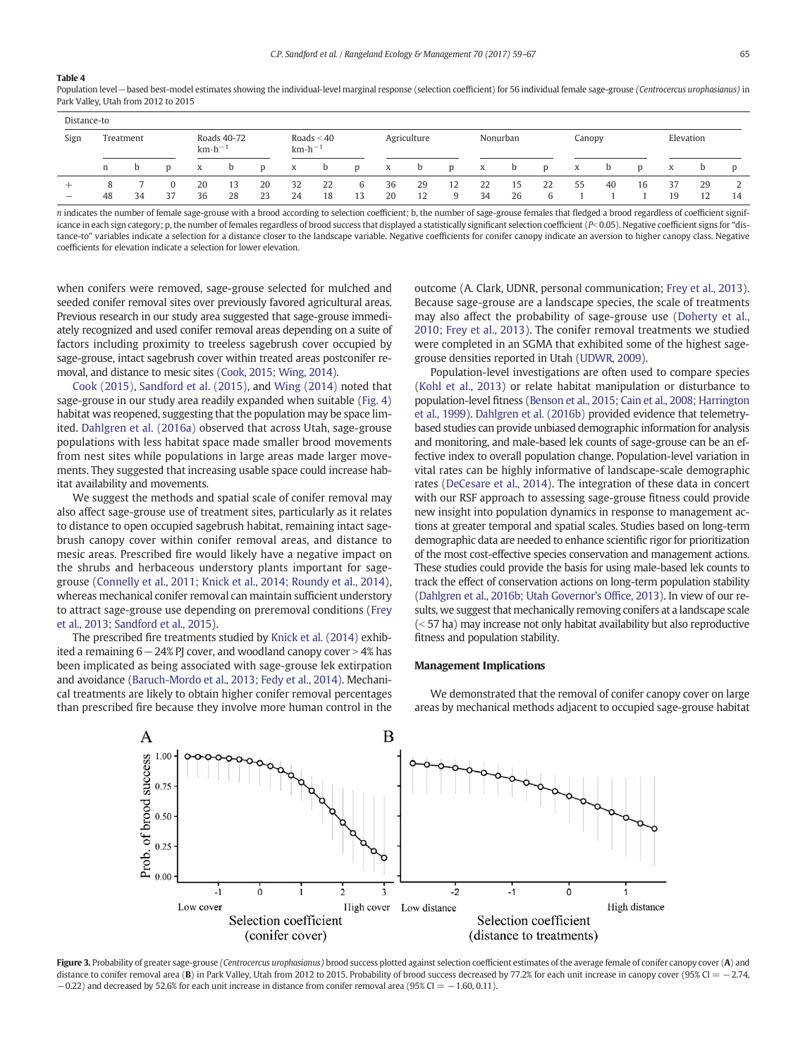**Table 4**
Population level — based best-model estimates showing the individual-level marginal response (selection coefficient) for 56 individual female sage-grouse *(Centrocercus urophasianus)* in Park Valley, Utah from 2012 to 2015

| Distance-to | | | | | | | | | | | | | | | | | | | | | |
|---|---|---|---|---|---|---|---|---|---|---|---|---|---|---|---|---|---|---|---|---|---|
| Sign | Treatment | | | Roads 40-72 km·h$^{-1}$ | | | Roads < 40 km·h$^{-1}$ | | | Agriculture | | | Nonurban | | | Canopy | | | Elevation | | |
| | n | b | p | x | b | p | x | b | p | x | b | p | x | b | p | x | b | p | x | b | p |
| + | 8 | 7 | 0 | 20 | 13 | 20 | 32 | 22 | 6 | 36 | 29 | 12 | 22 | 15 | 22 | 55 | 40 | 16 | 37 | 29 | 2 |
| − | 48 | 34 | 37 | 36 | 28 | 23 | 24 | 18 | 13 | 20 | 12 | 9 | 34 | 26 | 6 | 1 | 1 | 1 | 19 | 12 | 14 |

*n* indicates the number of female sage-grouse with a brood according to selection coefficient; b, the number of sage-grouse females that fledged a brood regardless of coefficient significance in each sign category; p, the number of females regardless of brood success that displayed a statistically significant selection coefficient ($P < 0.05$). Negative coefficient signs for "distance-to" variables indicate a selection for a distance closer to the landscape variable. Negative coefficients for conifer canopy indicate an aversion to higher canopy class. Negative coefficients for elevation indicate a selection for lower elevation.

when conifers were removed, sage-grouse selected for mulched and seeded conifer removal sites over previously favored agricultural areas. Previous research in our study area suggested that sage-grouse immediately recognized and used conifer removal areas depending on a suite of factors including proximity to treeless sagebrush cover occupied by sage-grouse, intact sagebrush cover within treated areas postconifer removal, and distance to mesic sites (Cook, 2015; Wing, 2014).

Cook (2015), Sandford et al. (2015), and Wing (2014) noted that sage-grouse in our study area readily expanded when suitable (Fig. 4) habitat was reopened, suggesting that the population may be space limited. Dahlgren et al. (2016a) observed that across Utah, sage-grouse populations with less habitat space made smaller brood movements from nest sites while populations in large areas made larger movements. They suggested that increasing usable space could increase habitat availability and movements.

We suggest the methods and spatial scale of conifer removal may also affect sage-grouse use of treatment sites, particularly as it relates to distance to open occupied sagebrush habitat, remaining intact sagebrush canopy cover within conifer removal areas, and distance to mesic areas. Prescribed fire would likely have a negative impact on the shrubs and herbaceous understory plants important for sage-grouse (Connelly et al., 2011; Knick et al., 2014; Roundy et al., 2014), whereas mechanical conifer removal can maintain sufficient understory to attract sage-grouse use depending on preremoval conditions (Frey et al., 2013; Sandford et al., 2015).

The prescribed fire treatments studied by Knick et al. (2014) exhibited a remaining 6 – 24% PJ cover, and woodland canopy cover > 4% has been implicated as being associated with sage-grouse lek extirpation and avoidance (Baruch-Mordo et al., 2013; Fedy et al., 2014). Mechanical treatments are likely to obtain higher conifer removal percentages than prescribed fire because they involve more human control in the outcome (A. Clark, UDNR, personal communication; Frey et al., 2013). Because sage-grouse are a landscape species, the scale of treatments may also affect the probability of sage-grouse use (Doherty et al., 2010; Frey et al., 2013). The conifer removal treatments we studied were completed in an SGMA that exhibited some of the highest sage-grouse densities reported in Utah (UDWR, 2009).

Population-level investigations are often used to compare species (Kohl et al., 2013) or relate habitat manipulation or disturbance to population-level fitness (Benson et al., 2015; Cain et al., 2008; Harrington et al., 1999). Dahlgren et al. (2016b) provided evidence that telemetry-based studies can provide unbiased demographic information for analysis and monitoring, and male-based lek counts of sage-grouse can be an effective index to overall population change. Population-level variation in vital rates can be highly informative of landscape-scale demographic rates (DeCesare et al., 2014). The integration of these data in concert with our RSF approach to assessing sage-grouse fitness could provide new insight into population dynamics in response to management actions at greater temporal and spatial scales. Studies based on long-term demographic data are needed to enhance scientific rigor for prioritization of the most cost-effective species conservation and management actions. These studies could provide the basis for using male-based lek counts to track the effect of conservation actions on long-term population stability (Dahlgren et al., 2016b; Utah Governor's Office, 2013). In view of our results, we suggest that mechanically removing conifers at a landscape scale (< 57 ha) may increase not only habitat availability but also reproductive fitness and population stability.

## Management Implications

We demonstrated that the removal of conifer canopy cover on large areas by mechanical methods adjacent to occupied sage-grouse habitat

A
Prob. of brood success
1.00
0.75
0.50
0.25
0.00
-1 0 1 2 3
Low cover High cover
Selection coefficient (conifer cover)

B
-2 -1 0 1
Low distance High distance
Selection coefficient (distance to treatments)

**Figure 3.** Probability of greater sage-grouse *(Centrocercus urophasianus)* brood success plotted against selection coefficient estimates of the average female of conifer canopy cover (**A**) and distance to conifer removal areas (**B**) in Park Valley, Utah from 2012 to 2015. Probability of brood success decreased by 77.2% for each unit increase in canopy cover (95% CI = −2.74, −0.22) and decreased by 52.6% for each unit increase in distance from conifer removal area (95% CI = −1.60, 0.11).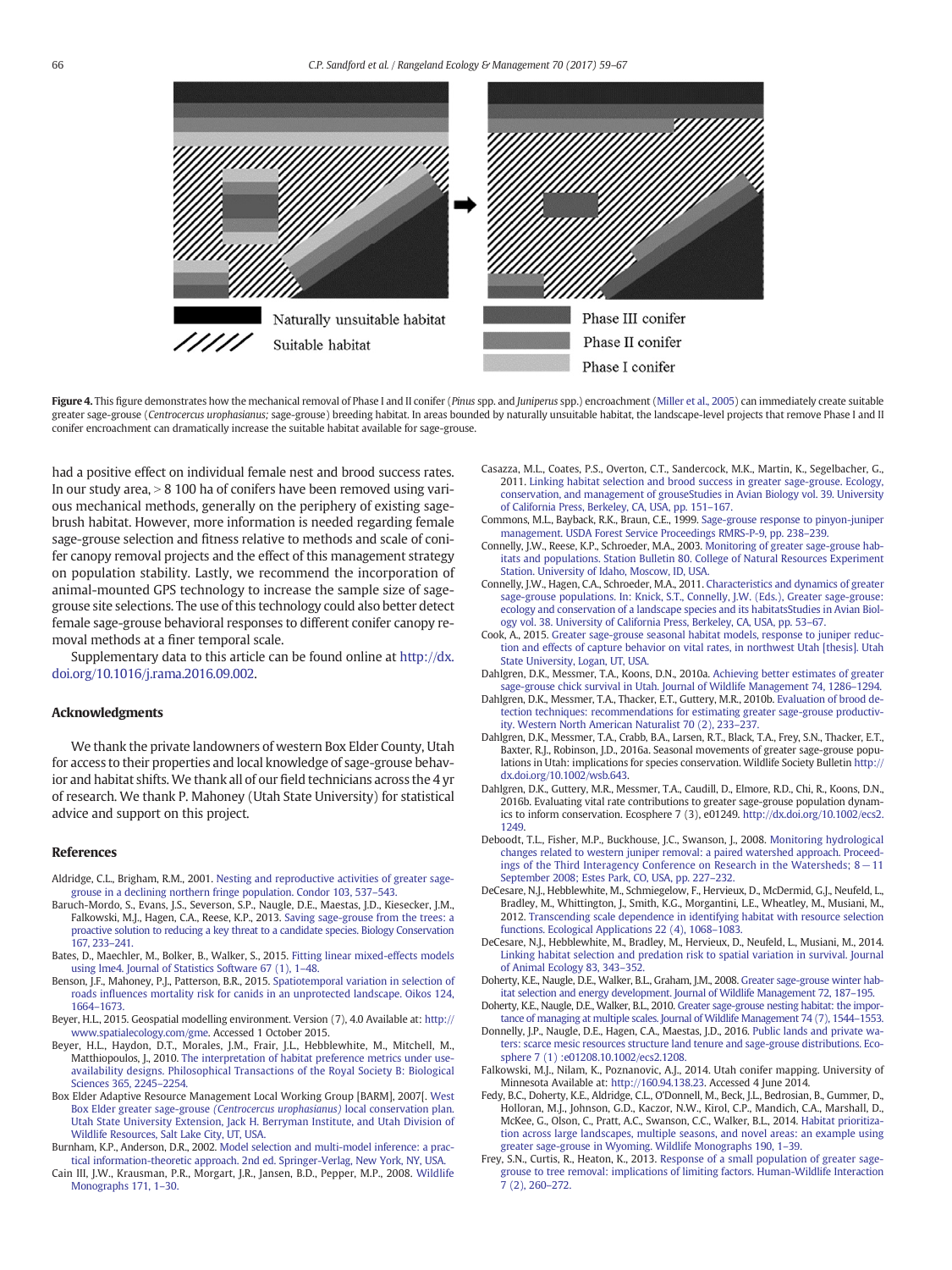Naturally unsuitable habitat

Suitable habitat

Phase III conifer

Phase II conifer

Phase I conifer

**Figure 4.** This figure demonstrates how the mechanical removal of Phase I and II conifer (*Pinus* spp. and *Juniperus* spp.) encroachment (Miller et al., 2005) can immediately create suitable greater sage-grouse (*Centrocercus urophasianus;* sage-grouse) breeding habitat. In areas bounded by naturally unsuitable habitat, the landscape-level projects that remove Phase I and II conifer encroachment can dramatically increase the suitable habitat available for sage-grouse.

had a positive effect on individual female nest and brood success rates. In our study area, > 8 100 ha of conifers have been removed using various mechanical methods, generally on the periphery of existing sagebrush habitat. However, more information is needed regarding female sage-grouse selection and fitness relative to methods and scale of conifer canopy removal projects and the effect of this management strategy on population stability. Lastly, we recommend the incorporation of animal-mounted GPS technology to increase the sample size of sage-grouse site selections. The use of this technology could also better detect female sage-grouse behavioral responses to different conifer canopy removal methods at a finer temporal scale.

Supplementary data to this article can be found online at http://dx.doi.org/10.1016/j.rama.2016.09.002.

## Acknowledgments

We thank the private landowners of western Box Elder County, Utah for access to their properties and local knowledge of sage-grouse behavior and habitat shifts. We thank all of our field technicians across the 4 yr of research. We thank P. Mahoney (Utah State University) for statistical advice and support on this project.

## References

Aldridge, C.L., Brigham, R.M., 2001. Nesting and reproductive activities of greater sage-grouse in a declining northern fringe population. Condor 103, 537–543.

Baruch-Mordo, S., Evans, J.S., Severson, S.P., Naugle, D.E., Maestas, J.D., Kiesecker, J.M., Falkowski, M.J., Hagen, C.A., Reese, K.P., 2013. Saving sage-grouse from the trees: a proactive solution to reducing a key threat to a candidate species. Biology Conservation 167, 233–241.

Bates, D., Maechler, M., Bolker, B., Walker, S., 2015. Fitting linear mixed-effects models using lme4. Journal of Statistics Software 67 (1), 1–48.

Benson, J.F., Mahoney, P.J., Patterson, B.R., 2015. Spatiotemporal variation in selection of roads influences mortality risk for canids in an unprotected landscape. Oikos 124, 1664–1673.

Beyer, H.L., 2015. Geospatial modelling environment. Version (7), 4.0 Available at: http://www.spatialecology.com/gme. Accessed 1 October 2015.

Beyer, H.L., Haydon, D.T., Morales, J.M., Frair, J.L., Hebblewhite, M., Mitchell, M., Matthiopoulos, J., 2010. The interpretation of habitat preference metrics under use-availability designs. Philosophical Transactions of the Royal Society B: Biological Sciences 365, 2245–2254.

Box Elder Adaptive Resource Management Local Working Group [BARM], 2007[. West Box Elder greater sage-grouse *(Centrocercus urophasianus)* local conservation plan. Utah State University Extension, Jack H. Berryman Institute, and Utah Division of Wildlife Resources, Salt Lake City, UT, USA.

Burnham, K.P., Anderson, D.R., 2002. Model selection and multi-model inference: a practical information-theoretic approach. 2nd ed. Springer-Verlag, New York, NY, USA.

Cain III, J.W., Krausman, P.R., Morgart, J.R., Jansen, B.D., Pepper, M.P., 2008. Wildlife Monographs 171, 1–30.

Casazza, M.L., Coates, P.S., Overton, C.T., Sandercock, M.K., Martin, K., Segelbacher, G., 2011. Linking habitat selection and brood success in greater sage-grouse. Ecology, conservation, and management of grouseStudies in Avian Biology vol. 39. University of California Press, Berkeley, CA, USA, pp. 151–167.

Commons, M.L., Bayback, R.K., Braun, C.E., 1999. Sage-grouse response to pinyon-juniper management. USDA Forest Service Proceedings RMRS-P-9, pp. 238–239.

Connelly, J.W., Reese, K.P., Schroeder, M.A., 2003. Monitoring of greater sage-grouse habitats and populations. Station Bulletin 80. College of Natural Resources Experiment Station. University of Idaho, Moscow, ID, USA.

Connelly, J.W., Hagen, C.A., Schroeder, M.A., 2011. Characteristics and dynamics of greater sage-grouse populations. In: Knick, S.T., Connelly, J.W. (Eds.), Greater sage-grouse: ecology and conservation of a landscape species and its habitatsStudies in Avian Biology vol. 38. University of California Press, Berkeley, CA, USA, pp. 53–67.

Cook, A., 2015. Greater sage-grouse seasonal habitat models, response to juniper reduction and effects of capture behavior on vital rates, in northwest Utah [thesis]. Utah State University, Logan, UT, USA.

Dahlgren, D.K., Messmer, T.A., Koons, D.N., 2010a. Achieving better estimates of greater sage-grouse chick survival in Utah. Journal of Wildlife Management 74, 1286–1294.

Dahlgren, D.K., Messmer, T.A., Thacker, E.T., Guttery, M.R., 2010b. Evaluation of brood detection techniques: recommendations for estimating greater sage-grouse productivity. Western North American Naturalist 70 (2), 233–237.

Dahlgren, D.K., Messmer, T.A., Crabb, B.A., Larsen, R.T., Black, T.A., Frey, S.N., Thacker, E.T., Baxter, R.J., Robinson, J.D., 2016a. Seasonal movements of greater sage-grouse populations in Utah: implications for species conservation. Wildlife Society Bulletin http://dx.doi.org/10.1002/wsb.643.

Dahlgren, D.K., Guttery, M.R., Messmer, T.A., Caudill, D., Elmore, R.D., Chi, R., Koons, D.N., 2016b. Evaluating vital rate contributions to greater sage-grouse population dynamics to inform conservation. Ecosphere 7 (3), e01249. http://dx.doi.org/10.1002/ecs2.1249.

Deboodt, T.L., Fisher, M.P., Buckhouse, J.C., Swanson, J., 2008. Monitoring hydrological changes related to western juniper removal: a paired watershed approach. Proceedings of the Third Interagency Conference on Research in the Watersheds; 8 − 11 September 2008; Estes Park, CO, USA, pp. 227–232.

DeCesare, N.J., Hebblewhite, M., Schmiegelow, F., Hervieux, D., McDermid, G.J., Neufeld, L., Bradley, M., Whittington, J., Smith, K.G., Morgantini, L.E., Wheatley, M., Musiani, M., 2012. Transcending scale dependence in identifying habitat with resource selection functions. Ecological Applications 22 (4), 1068–1083.

DeCesare, N.J., Hebblewhite, M., Bradley, M., Hervieux, D., Neufeld, L., Musiani, M., 2014. Linking habitat selection and predation risk to spatial variation in survival. Journal of Animal Ecology 83, 343–352.

Doherty, K.E., Naugle, D.E., Walker, B.L., Graham, J.M., 2008. Greater sage-grouse winter habitat selection and energy development. Journal of Wildlife Management 72, 187–195.

Doherty, K.E., Naugle, D.E., Walker, B.L., 2010. Greater sage-grouse nesting habitat: the importance of managing at multiple scales. Journal of Wildlife Management 74 (7), 1544–1553.

Donnelly, J.P., Naugle, D.E., Hagen, C.A., Maestas, J.D., 2016. Public lands and private waters: scarce mesic resources structure land tenure and sage-grouse distributions. Ecosphere 7 (1) :e01208.10.1002/ecs2.1208.

Falkowski, M.J., Nilam, K., Poznanovic, A.J., 2014. Utah conifer mapping. University of Minnesota Available at: http://160.94.138.23. Accessed 4 June 2014.

Fedy, B.C., Doherty, K.E., Aldridge, C.L., O'Donnell, M., Beck, J.L., Bedrosian, B., Gummer, D., Holloran, M.J., Johnson, G.D., Kaczor, N.W., Kirol, C.P., Mandich, C.A., Marshall, D., McKee, G., Olson, C., Pratt, A.C., Swanson, C.C., Walker, B.L., 2014. Habitat prioritization across large landscapes, multiple seasons, and novel areas: an example using greater sage-grouse in Wyoming. Wildlife Monographs 190, 1–39.

Frey, S.N., Curtis, R., Heaton, K., 2013. Response of a small population of greater sage-grouse to tree removal: implications of limiting factors. Human-Wildlife Interaction 7 (2), 260–272.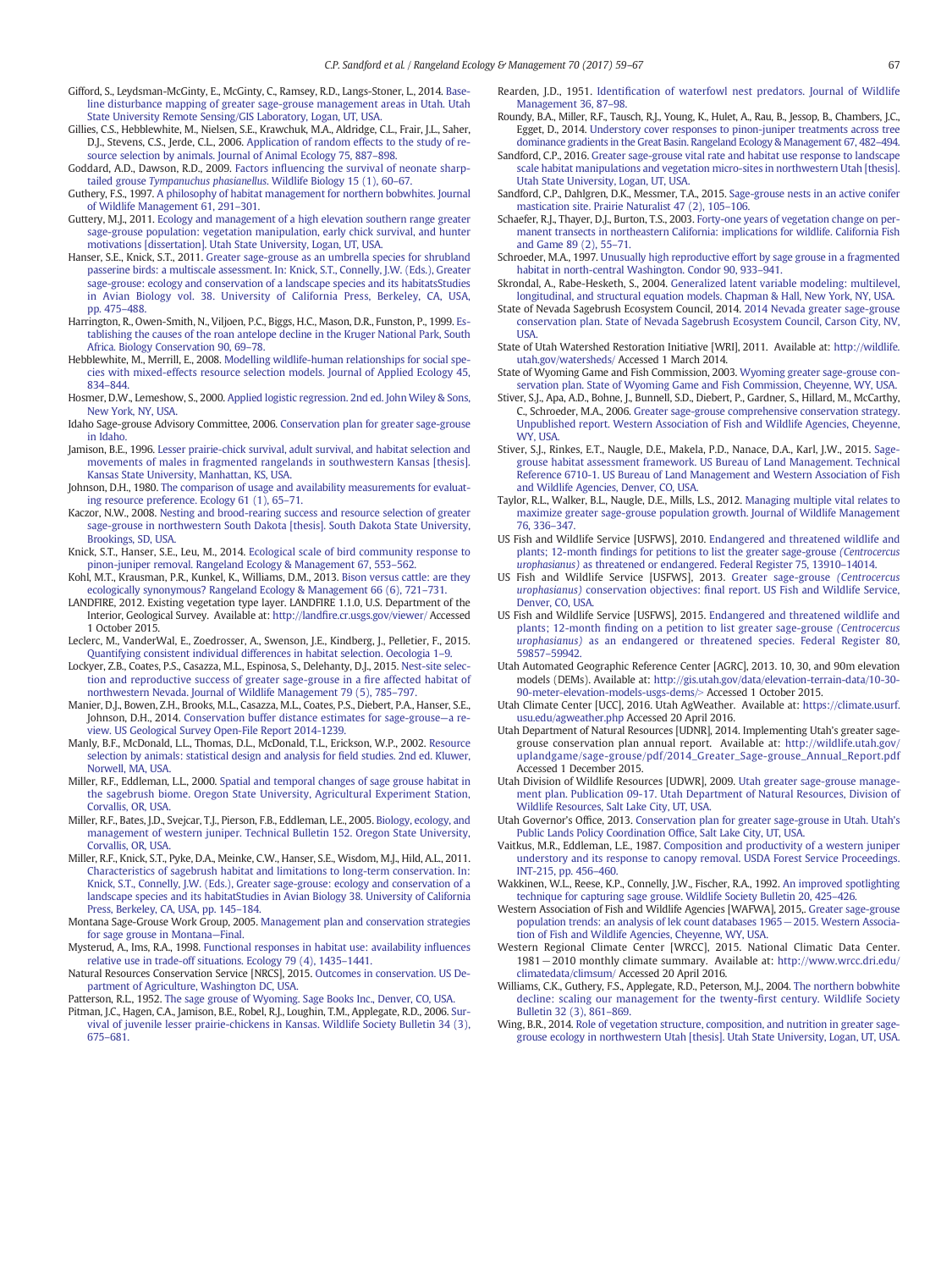Gifford, S., Leydsman-McGinty, E., McGinty, C., Ramsey, R.D., Langs-Stoner, L., 2014. Baseline disturbance mapping of greater sage-grouse management areas in Utah. Utah State University Remote Sensing/GIS Laboratory, Logan, UT, USA.

Gillies, C.S., Hebblewhite, M., Nielsen, S.E., Krawchuk, M.A., Aldridge, C.L., Frair, J.L., Saher, D.J., Stevens, C.S., Jerde, C.L., 2006. Application of random effects to the study of resource selection by animals. Journal of Animal Ecology 75, 887–898.

Goddard, A.D., Dawson, R.D., 2009. Factors influencing the survival of neonate sharp-tailed grouse *Tympanuchus phasianellus*. Wildlife Biology 15 (1), 60–67.

Guthery, F.S., 1997. A philosophy of habitat management for northern bobwhites. Journal of Wildlife Management 61, 291–301.

Guttery, M.J., 2011. Ecology and management of a high elevation southern range greater sage-grouse population: vegetation manipulation, early chick survival, and hunter motivations [dissertation]. Utah State University, Logan, UT, USA.

Hanser, S.E., Knick, S.T., 2011. Greater sage-grouse as an umbrella species for shrubland passerine birds: a multiscale assessment. In: Knick, S.T., Connelly, J.W. (Eds.), Greater sage-grouse: ecology and conservation of a landscape species and its habitatsStudies in Avian Biology vol. 38. University of California Press, Berkeley, CA, USA, pp. 475–488.

Harrington, R., Owen-Smith, N., Viljoen, P.C., Biggs, H.C., Mason, D.R., Funston, P., 1999. Establishing the causes of the roan antelope decline in the Kruger National Park, South Africa. Biology Conservation 90, 69–78.

Hebblewhite, M., Merrill, E., 2008. Modelling wildlife-human relationships for social species with mixed-effects resource selection models. Journal of Applied Ecology 45, 834–844.

Hosmer, D.W., Lemeshow, S., 2000. Applied logistic regression. 2nd ed. John Wiley & Sons, New York, NY, USA.

Idaho Sage-grouse Advisory Committee, 2006. Conservation plan for greater sage-grouse in Idaho.

Jamison, B.E., 1996. Lesser prairie-chick survival, adult survival, and habitat selection and movements of males in fragmented rangelands in southwestern Kansas [thesis]. Kansas State University, Manhattan, KS, USA.

Johnson, D.H., 1980. The comparison of usage and availability measurements for evaluating resource preference. Ecology 61 (1), 65–71.

Kaczor, N.W., 2008. Nesting and brood-rearing success and resource selection of greater sage-grouse in northwestern South Dakota [thesis]. South Dakota State University, Brookings, SD, USA.

Knick, S.T., Hanser, S.E., Leu, M., 2014. Ecological scale of bird community response to pinon-juniper removal. Rangeland Ecology & Management 67, 553–562.

Kohl, M.T., Krausman, P.R., Kunkel, K., Williams, D.M., 2013. Bison versus cattle: are they ecologically synonymous? Rangeland Ecology & Management 66 (6), 721–731.

LANDFIRE, 2012. Existing vegetation type layer. LANDFIRE 1.1.0, U.S. Department of the Interior, Geological Survey. Available at: http://landfire.cr.usgs.gov/viewer/ Accessed 1 October 2015.

Leclerc, M., VanderWal, E., Zoedrosser, A., Swenson, J.E., Kindberg, J., Pelletier, F., 2015. Quantifying consistent individual differences in habitat selection. Oecologia 1–9.

Lockyer, Z.B., Coates, P.S., Casazza, M.L., Espinosa, S., Delehanty, D.J., 2015. Nest-site selection and reproductive success of greater sage-grouse in a fire affected habitat of northwestern Nevada. Journal of Wildlife Management 79 (5), 785–797.

Manier, D.J., Bowen, Z.H., Brooks, M.L., Casazza, M.L., Coates, P.S., Diebert, P.A., Hanser, S.E., Johnson, D.H., 2014. Conservation buffer distance estimates for sage-grouse—a review. US Geological Survey Open-File Report 2014-1239.

Manly, B.F., McDonald, L.L., Thomas, D.L., McDonald, T.L., Erickson, W.P., 2002. Resource selection by animals: statistical design and analysis for field studies. 2nd ed. Kluwer, Norwell, MA, USA.

Miller, R.F., Eddleman, L.L., 2000. Spatial and temporal changes of sage grouse habitat in the sagebrush biome. Oregon State University, Agricultural Experiment Station, Corvallis, OR, USA.

Miller, R.F., Bates, J.D., Svejcar, T.J., Pierson, F.B., Eddleman, L.E., 2005. Biology, ecology, and management of western juniper. Technical Bulletin 152. Oregon State University, Corvallis, OR, USA.

Miller, R.F., Knick, S.T., Pyke, D.A., Meinke, C.W., Hanser, S.E., Wisdom, M.J., Hild, A.L., 2011. Characteristics of sagebrush habitat and limitations to long-term conservation. In: Knick, S.T., Connelly, J.W. (Eds.), Greater sage-grouse: ecology and conservation of a landscape species and its habitatStudies in Avian Biology 38. University of California Press, Berkeley, CA, USA, pp. 145–184.

Montana Sage-Grouse Work Group, 2005. Management plan and conservation strategies for sage grouse in Montana—Final.

Mysterud, A., Ims, R.A., 1998. Functional responses in habitat use: availability influences relative use in trade-off situations. Ecology 79 (4), 1435–1441.

Natural Resources Conservation Service [NRCS], 2015. Outcomes in conservation. US Department of Agriculture, Washington DC, USA.

Patterson, R.L., 1952. The sage grouse of Wyoming. Sage Books Inc., Denver, CO, USA.

Pitman, J.C., Hagen, C.A., Jamison, B.E., Robel, R.J., Loughin, T.M., Applegate, R.D., 2006. Survival of juvenile lesser prairie-chickens in Kansas. Wildlife Society Bulletin 34 (3), 675–681.

Rearden, J.D., 1951. Identification of waterfowl nest predators. Journal of Wildlife Management 36, 87–98.

Roundy, B.A., Miller, R.F., Tausch, R.J., Young, K., Hulet, A., Rau, B., Jessop, B., Chambers, J.C., Egget, D., 2014. Understory cover responses to pinon-juniper treatments across tree dominance gradients in the Great Basin. Rangeland Ecology & Management 67, 482–494.

Sandford, C.P., 2016. Greater sage-grouse vital rate and habitat use response to landscape scale habitat manipulations and vegetation micro-sites in northwestern Utah [thesis]. Utah State University, Logan, UT, USA.

Sandford, C.P., Dahlgren, D.K., Messmer, T.A., 2015. Sage-grouse nests in an active conifer mastication site. Prairie Naturalist 47 (2), 105–106.

Schaefer, R.J., Thayer, D.J., Burton, T.S., 2003. Forty-one years of vegetation change on permanent transects in northeastern California: implications for wildlife. California Fish and Game 89 (2), 55–71.

Schroeder, M.A., 1997. Unusually high reproductive effort by sage grouse in a fragmented habitat in north-central Washington. Condor 90, 933–941.

Skrondal, A., Rabe-Hesketh, S., 2004. Generalized latent variable modeling: multilevel, longitudinal, and structural equation models. Chapman & Hall, New York, NY, USA.

State of Nevada Sagebrush Ecosystem Council, 2014. 2014 Nevada greater sage-grouse conservation plan. State of Nevada Sagebrush Ecosystem Council, Carson City, NV, USA.

State of Utah Watershed Restoration Initiative [WRI], 2011. Available at: http://wildlife.utah.gov/watersheds/ Accessed 1 March 2014.

State of Wyoming Game and Fish Commission, 2003. Wyoming greater sage-grouse conservation plan. State of Wyoming Game and Fish Commission, Cheyenne, WY, USA.

Stiver, S.J., Apa, A.D., Bohne, J., Bunnell, S.D., Diebert, P., Gardner, S., Hillard, M., McCarthy, C., Schroeder, M.A., 2006. Greater sage-grouse comprehensive conservation strategy. Unpublished report. Western Association of Fish and Wildlife Agencies, Cheyenne, WY, USA.

Stiver, S.J., Rinkes, E.T., Naugle, D.E., Makela, P.D., Nanace, D.A., Karl, J.W., 2015. Sage-grouse habitat assessment framework. US Bureau of Land Management. Technical Reference 6710-1. US Bureau of Land Management and Western Association of Fish and Wildlife Agencies, Denver, CO, USA.

Taylor, R.L., Walker, B.L., Naugle, D.E., Mills, L.S., 2012. Managing multiple vital relates to maximize greater sage-grouse population growth. Journal of Wildlife Management 76, 336–347.

US Fish and Wildlife Service [USFWS], 2010. Endangered and threatened wildlife and plants; 12-month findings for petitions to list the greater sage-grouse *(Centrocercus urophasianus)* as threatened or endangered. Federal Register 75, 13910–14014.

US Fish and Wildlife Service [USFWS], 2013. Greater sage-grouse *(Centrocercus urophasianus)* conservation objectives: final report. US Fish and Wildlife Service, Denver, CO, USA.

US Fish and Wildlife Service [USFWS], 2015. Endangered and threatened wildlife and plants; 12-month finding on a petition to list greater sage-grouse *(Centrocercus urophasianus)* as an endangered or threatened species. Federal Register 80, 59857–59942.

Utah Automated Geographic Reference Center [AGRC], 2013. 10, 30, and 90m elevation models (DEMs). Available at: http://gis.utah.gov/data/elevation-terrain-data/10-30-90-meter-elevation-models-usgs-dems/> Accessed 1 October 2015.

Utah Climate Center [UCC], 2016. Utah AgWeather. Available at: https://climate.usurf.usu.edu/agweather.php Accessed 20 April 2016.

Utah Department of Natural Resources [UDNR], 2014. Implementing Utah's greater sage-grouse conservation plan annual report. Available at: http://wildlife.utah.gov/uplandgame/sage-grouse/pdf/2014_Greater_Sage-grouse_Annual_Report.pdf Accessed 1 December 2015.

Utah Division of Wildlife Resources [UDWR], 2009. Utah greater sage-grouse management plan. Publication 09-17. Utah Department of Natural Resources, Division of Wildlife Resources, Salt Lake City, UT, USA.

Utah Governor's Office, 2013. Conservation plan for greater sage-grouse in Utah. Utah's Public Lands Policy Coordination Office, Salt Lake City, UT, USA.

Vaitkus, M.R., Eddleman, L.E., 1987. Composition and productivity of a western juniper understory and its response to canopy removal. USDA Forest Service Proceedings. INT-215, pp. 456–460.

Wakkinen, W.L., Reese, K.P., Connelly, J.W., Fischer, R.A., 1992. An improved spotlighting technique for capturing sage grouse. Wildlife Society Bulletin 20, 425–426.

Western Association of Fish and Wildlife Agencies [WAFWA], 2015,. Greater sage-grouse population trends: an analysis of lek count databases 1965—2015. Western Association of Fish and Wildlife Agencies, Cheyenne, WY, USA.

Western Regional Climate Center [WRCC], 2015. National Climatic Data Center. 1981—2010 monthly climate summary. Available at: http://www.wrcc.dri.edu/climatedata/climsum/ Accessed 20 April 2016.

Williams, C.K., Guthery, F.S., Applegate, R.D., Peterson, M.J., 2004. The northern bobwhite decline: scaling our management for the twenty-first century. Wildlife Society Bulletin 32 (3), 861–869.

Wing, B.R., 2014. Role of vegetation structure, composition, and nutrition in greater sage-grouse ecology in northwestern Utah [thesis]. Utah State University, Logan, UT, USA.